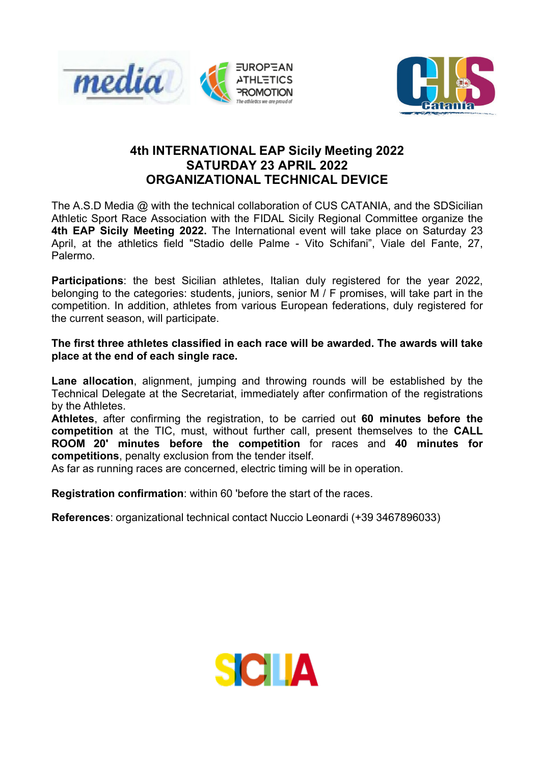# 4th INTERNATIONAL EAP Sicily Meeting 2022
## SATURDAY 23 APRIL 2022
## ORGANIZATIONAL TECHNICAL DEVICE

The A.S.D Media @ with the technical collaboration of CUS CATANIA, and the SDSicilian Athletic Sport Race Association with the FIDAL Sicily Regional Committee organize the **4th EAP Sicily Meeting 2022.** The International event will take place on Saturday 23 April, at the athletics field "Stadio delle Palme - Vito Schifani", Viale del Fante, 27, Palermo.

**Participations**: the best Sicilian athletes, Italian duly registered for the year 2022, belonging to the categories: students, juniors, senior M / F promises, will take part in the competition. In addition, athletes from various European federations, duly registered for the current season, will participate.

**The first three athletes classified in each race will be awarded. The awards will take place at the end of each single race.**

**Lane allocation**, alignment, jumping and throwing rounds will be established by the Technical Delegate at the Secretariat, immediately after confirmation of the registrations by the Athletes.

**Athletes**, after confirming the registration, to be carried out **60 minutes before the competition** at the TIC, must, without further call, present themselves to the **CALL ROOM 20' minutes before the competition** for races and **40 minutes for competitions**, penalty exclusion from the tender itself.

As far as running races are concerned, electric timing will be in operation.

**Registration confirmation**: within 60 'before the start of the races.

**References**: organizational technical contact Nuccio Leonardi (+39 3467896033)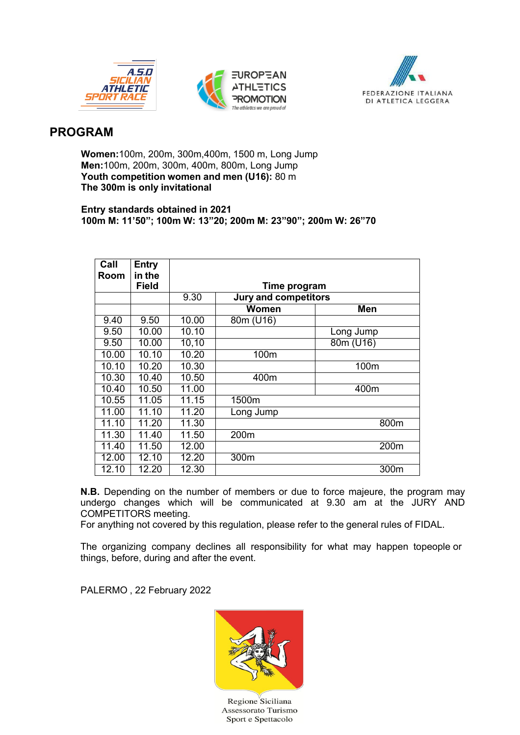## PROGRAM

**Women:** 100m, 200m, 300m, 400m, 1500 m, Long Jump
**Men:** 100m, 200m, 300m, 400m, 800m, Long Jump
**Youth competition women and men (U16):** 80 m
**The 300m is only invitational**

**Entry standards obtained in 2021**
**100m M: 11'50"; 100m W: 13"20; 200m M: 23"90"; 200m W: 26"70**

| Call Room | Entry in the Field | Time program | | |
|---|---|---|---|---|
| | | 9.30 | Jury and competitors | |
| | | | **Women** | **Men** |
| 9.40 | 9.50 | 10.00 | 80m (U16) | |
| 9.50 | 10.00 | 10.10 | | Long Jump |
| 9.50 | 10.00 | 10,10 | | 80m (U16) |
| 10.00 | 10.10 | 10.20 | 100m | |
| 10.10 | 10.20 | 10.30 | | 100m |
| 10.30 | 10.40 | 10.50 | 400m | |
| 10.40 | 10.50 | 11.00 | | 400m |
| 10.55 | 11.05 | 11.15 | 1500m | |
| 11.00 | 11.10 | 11.20 | Long Jump | |
| 11.10 | 11.20 | 11.30 | | 800m |
| 11.30 | 11.40 | 11.50 | 200m | |
| 11.40 | 11.50 | 12.00 | | 200m |
| 12.00 | 12.10 | 12.20 | 300m | |
| 12.10 | 12.20 | 12.30 | | 300m |

**N.B.** Depending on the number of members or due to force majeure, the program may undergo changes which will be communicated at 9.30 am at the JURY AND COMPETITORS meeting.
For anything not covered by this regulation, please refer to the general rules of FIDAL.

The organizing company declines all responsibility for what may happen topeople or things, before, during and after the event.

PALERMO , 22 February 2022

Regione Siciliana
Assessorato Turismo
Sport e Spettacolo